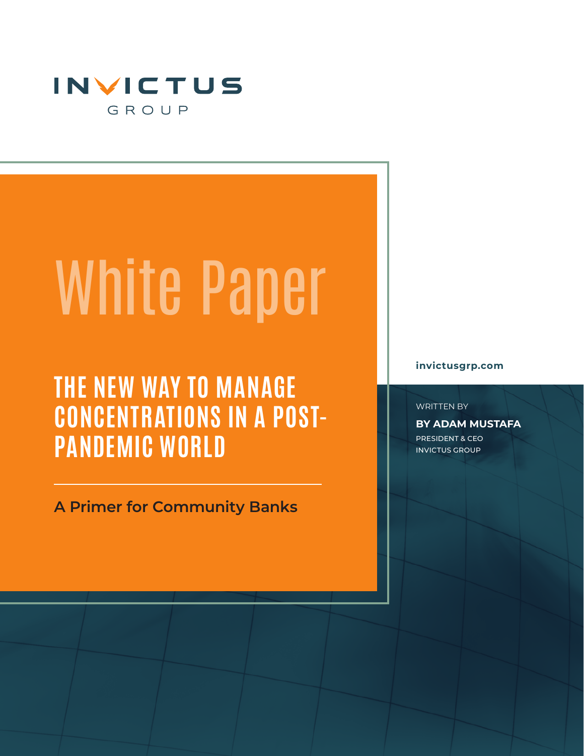INVICTUS
GROUP

# White Paper

## THE NEW WAY TO MANAGE CONCENTRATIONS IN A POST-PANDEMIC WORLD

**A Primer for Community Banks**

**invictusgrp.com**

WRITTEN BY

**BY ADAM MUSTAFA**

PRESIDENT & CEO
INVICTUS GROUP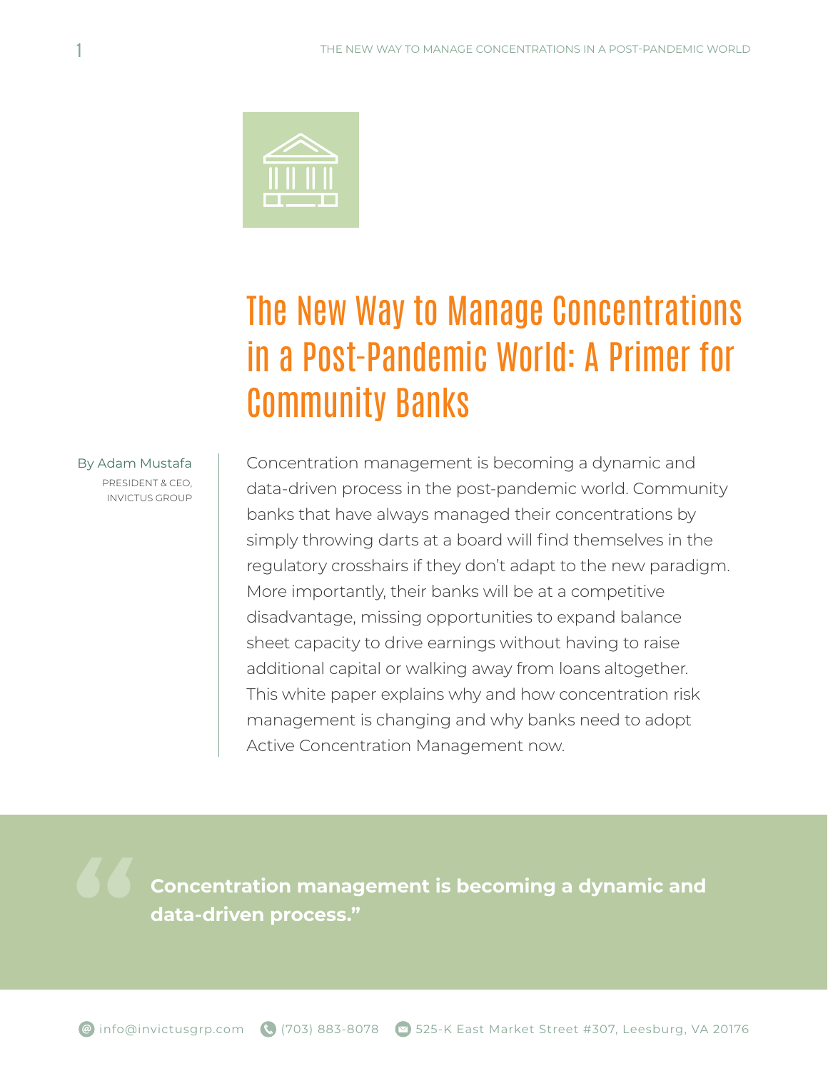# The New Way to Manage Concentrations in a Post-Pandemic World: A Primer for Community Banks

By Adam Mustafa
PRESIDENT & CEO, INVICTUS GROUP

Concentration management is becoming a dynamic and data-driven process in the post-pandemic world. Community banks that have always managed their concentrations by simply throwing darts at a board will find themselves in the regulatory crosshairs if they don't adapt to the new paradigm. More importantly, their banks will be at a competitive disadvantage, missing opportunities to expand balance sheet capacity to drive earnings without having to raise additional capital or walking away from loans altogether. This white paper explains why and how concentration risk management is changing and why banks need to adopt Active Concentration Management now.

> **Concentration management is becoming a dynamic and data-driven process."**

info@invictusgrp.com (703) 883-8078 525-K East Market Street #307, Leesburg, VA 20176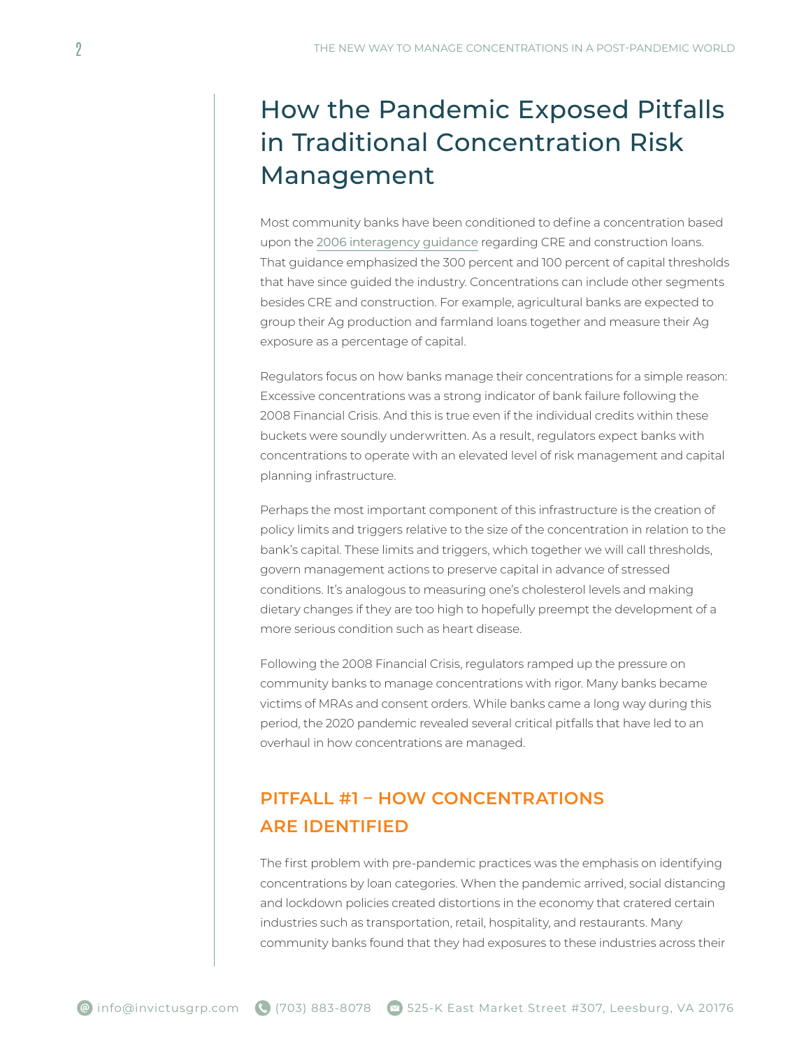# How the Pandemic Exposed Pitfalls in Traditional Concentration Risk Management

Most community banks have been conditioned to define a concentration based upon the 2006 interagency guidance regarding CRE and construction loans. That guidance emphasized the 300 percent and 100 percent of capital thresholds that have since guided the industry. Concentrations can include other segments besides CRE and construction. For example, agricultural banks are expected to group their Ag production and farmland loans together and measure their Ag exposure as a percentage of capital.

Regulators focus on how banks manage their concentrations for a simple reason: Excessive concentrations was a strong indicator of bank failure following the 2008 Financial Crisis. And this is true even if the individual credits within these buckets were soundly underwritten. As a result, regulators expect banks with concentrations to operate with an elevated level of risk management and capital planning infrastructure.

Perhaps the most important component of this infrastructure is the creation of policy limits and triggers relative to the size of the concentration in relation to the bank's capital. These limits and triggers, which together we will call thresholds, govern management actions to preserve capital in advance of stressed conditions. It's analogous to measuring one's cholesterol levels and making dietary changes if they are too high to hopefully preempt the development of a more serious condition such as heart disease.

Following the 2008 Financial Crisis, regulators ramped up the pressure on community banks to manage concentrations with rigor. Many banks became victims of MRAs and consent orders. While banks came a long way during this period, the 2020 pandemic revealed several critical pitfalls that have led to an overhaul in how concentrations are managed.

## PITFALL #1 – HOW CONCENTRATIONS ARE IDENTIFIED

The first problem with pre-pandemic practices was the emphasis on identifying concentrations by loan categories. When the pandemic arrived, social distancing and lockdown policies created distortions in the economy that cratered certain industries such as transportation, retail, hospitality, and restaurants. Many community banks found that they had exposures to these industries across their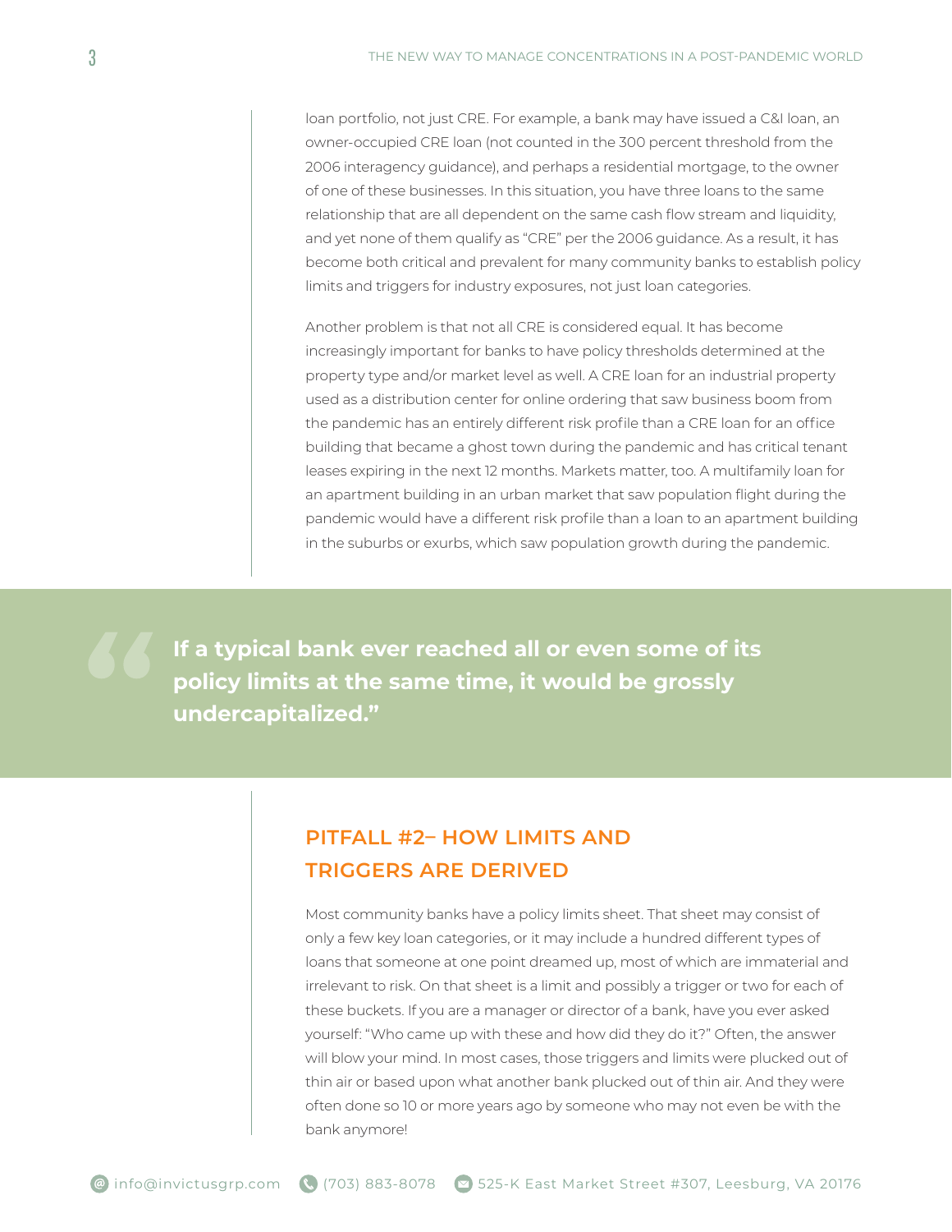loan portfolio, not just CRE. For example, a bank may have issued a C&I loan, an owner-occupied CRE loan (not counted in the 300 percent threshold from the 2006 interagency guidance), and perhaps a residential mortgage, to the owner of one of these businesses. In this situation, you have three loans to the same relationship that are all dependent on the same cash flow stream and liquidity, and yet none of them qualify as "CRE" per the 2006 guidance. As a result, it has become both critical and prevalent for many community banks to establish policy limits and triggers for industry exposures, not just loan categories.

Another problem is that not all CRE is considered equal. It has become increasingly important for banks to have policy thresholds determined at the property type and/or market level as well. A CRE loan for an industrial property used as a distribution center for online ordering that saw business boom from the pandemic has an entirely different risk profile than a CRE loan for an office building that became a ghost town during the pandemic and has critical tenant leases expiring in the next 12 months. Markets matter, too. A multifamily loan for an apartment building in an urban market that saw population flight during the pandemic would have a different risk profile than a loan to an apartment building in the suburbs or exurbs, which saw population growth during the pandemic.

> **If a typical bank ever reached all or even some of its policy limits at the same time, it would be grossly undercapitalized."**

## PITFALL #2– HOW LIMITS AND TRIGGERS ARE DERIVED

Most community banks have a policy limits sheet. That sheet may consist of only a few key loan categories, or it may include a hundred different types of loans that someone at one point dreamed up, most of which are immaterial and irrelevant to risk. On that sheet is a limit and possibly a trigger or two for each of these buckets. If you are a manager or director of a bank, have you ever asked yourself: "Who came up with these and how did they do it?" Often, the answer will blow your mind. In most cases, those triggers and limits were plucked out of thin air or based upon what another bank plucked out of thin air. And they were often done so 10 or more years ago by someone who may not even be with the bank anymore!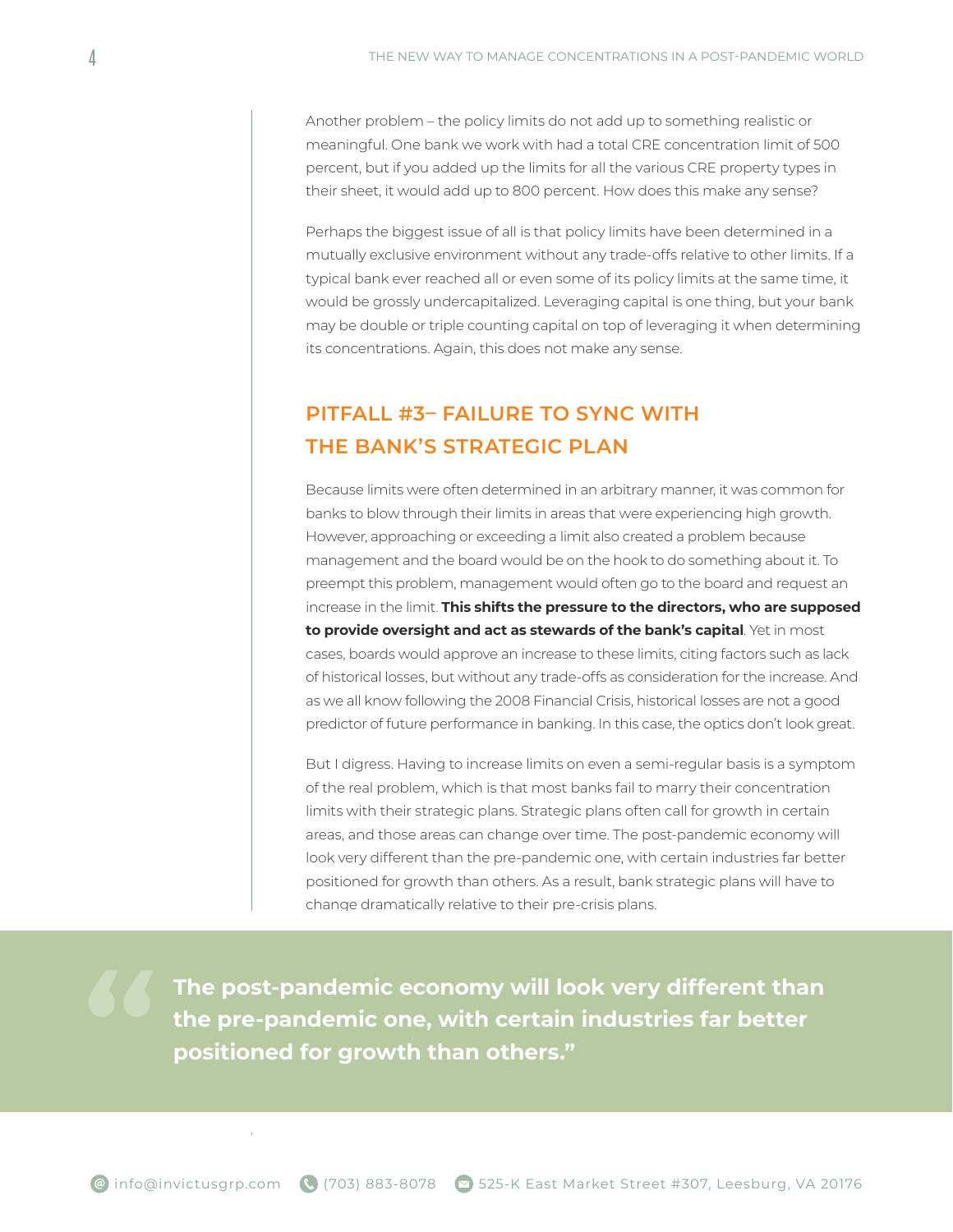Another problem – the policy limits do not add up to something realistic or meaningful. One bank we work with had a total CRE concentration limit of 500 percent, but if you added up the limits for all the various CRE property types in their sheet, it would add up to 800 percent. How does this make any sense?

Perhaps the biggest issue of all is that policy limits have been determined in a mutually exclusive environment without any trade-offs relative to other limits. If a typical bank ever reached all or even some of its policy limits at the same time, it would be grossly undercapitalized. Leveraging capital is one thing, but your bank may be double or triple counting capital on top of leveraging it when determining its concentrations. Again, this does not make any sense.

## PITFALL #3– FAILURE TO SYNC WITH THE BANK'S STRATEGIC PLAN

Because limits were often determined in an arbitrary manner, it was common for banks to blow through their limits in areas that were experiencing high growth. However, approaching or exceeding a limit also created a problem because management and the board would be on the hook to do something about it. To preempt this problem, management would often go to the board and request an increase in the limit. **This shifts the pressure to the directors, who are supposed to provide oversight and act as stewards of the bank's capital**. Yet in most cases, boards would approve an increase to these limits, citing factors such as lack of historical losses, but without any trade-offs as consideration for the increase. And as we all know following the 2008 Financial Crisis, historical losses are not a good predictor of future performance in banking. In this case, the optics don't look great.

But I digress. Having to increase limits on even a semi-regular basis is a symptom of the real problem, which is that most banks fail to marry their concentration limits with their strategic plans. Strategic plans often call for growth in certain areas, and those areas can change over time. The post-pandemic economy will look very different than the pre-pandemic one, with certain industries far better positioned for growth than others. As a result, bank strategic plans will have to change dramatically relative to their pre-crisis plans.

> **"The post-pandemic economy will look very different than the pre-pandemic one, with certain industries far better positioned for growth than others."**

info@invictusgrp.com (703) 883-8078 525-K East Market Street #307, Leesburg, VA 20176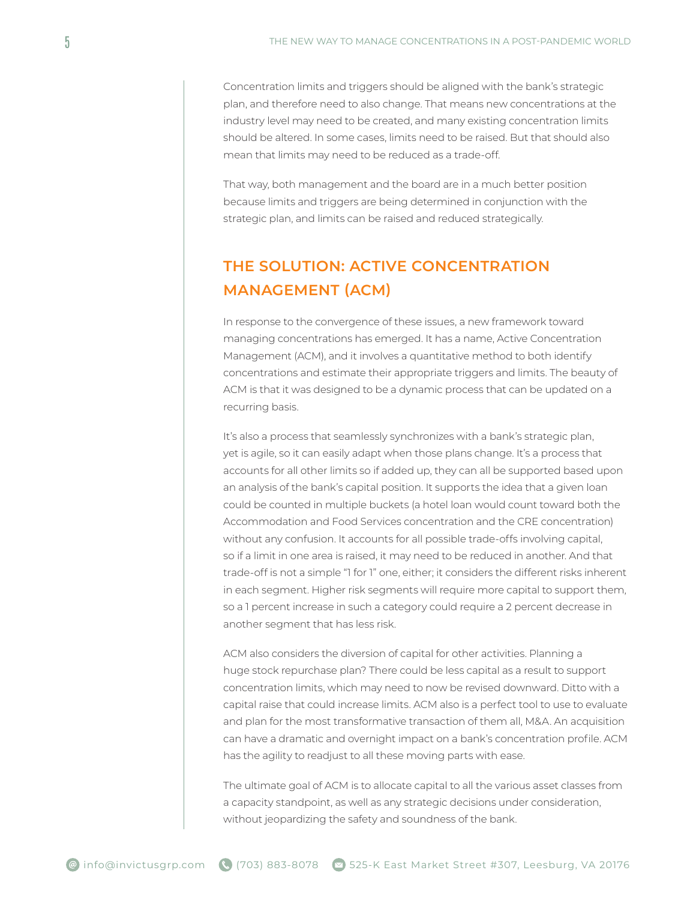Concentration limits and triggers should be aligned with the bank's strategic plan, and therefore need to also change. That means new concentrations at the industry level may need to be created, and many existing concentration limits should be altered. In some cases, limits need to be raised. But that should also mean that limits may need to be reduced as a trade-off.

That way, both management and the board are in a much better position because limits and triggers are being determined in conjunction with the strategic plan, and limits can be raised and reduced strategically.

## THE SOLUTION: ACTIVE CONCENTRATION MANAGEMENT (ACM)

In response to the convergence of these issues, a new framework toward managing concentrations has emerged. It has a name, Active Concentration Management (ACM), and it involves a quantitative method to both identify concentrations and estimate their appropriate triggers and limits. The beauty of ACM is that it was designed to be a dynamic process that can be updated on a recurring basis.

It's also a process that seamlessly synchronizes with a bank's strategic plan, yet is agile, so it can easily adapt when those plans change. It's a process that accounts for all other limits so if added up, they can all be supported based upon an analysis of the bank's capital position. It supports the idea that a given loan could be counted in multiple buckets (a hotel loan would count toward both the Accommodation and Food Services concentration and the CRE concentration) without any confusion. It accounts for all possible trade-offs involving capital, so if a limit in one area is raised, it may need to be reduced in another. And that trade-off is not a simple "1 for 1" one, either; it considers the different risks inherent in each segment. Higher risk segments will require more capital to support them, so a 1 percent increase in such a category could require a 2 percent decrease in another segment that has less risk.

ACM also considers the diversion of capital for other activities. Planning a huge stock repurchase plan? There could be less capital as a result to support concentration limits, which may need to now be revised downward. Ditto with a capital raise that could increase limits. ACM also is a perfect tool to use to evaluate and plan for the most transformative transaction of them all, M&A. An acquisition can have a dramatic and overnight impact on a bank's concentration profile. ACM has the agility to readjust to all these moving parts with ease.

The ultimate goal of ACM is to allocate capital to all the various asset classes from a capacity standpoint, as well as any strategic decisions under consideration, without jeopardizing the safety and soundness of the bank.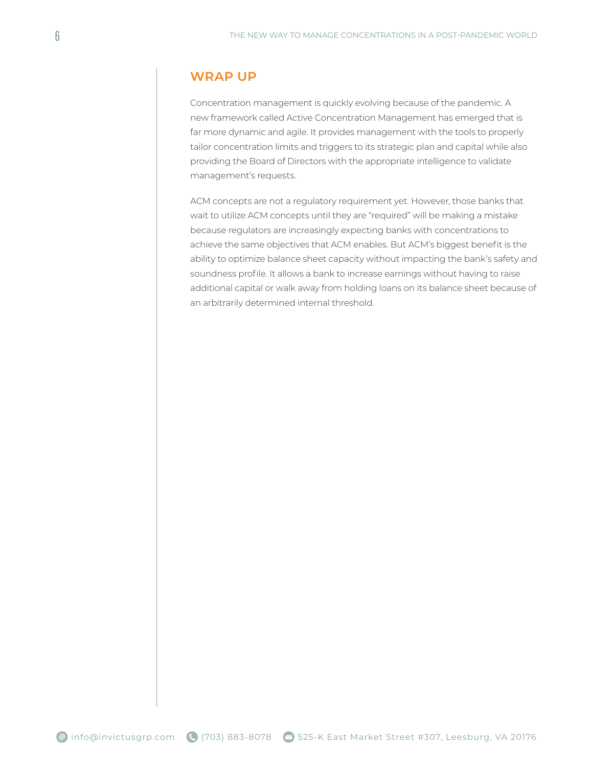## WRAP UP

Concentration management is quickly evolving because of the pandemic. A new framework called Active Concentration Management has emerged that is far more dynamic and agile. It provides management with the tools to properly tailor concentration limits and triggers to its strategic plan and capital while also providing the Board of Directors with the appropriate intelligence to validate management's requests.

ACM concepts are not a regulatory requirement yet. However, those banks that wait to utilize ACM concepts until they are "required" will be making a mistake because regulators are increasingly expecting banks with concentrations to achieve the same objectives that ACM enables. But ACM's biggest benefit is the ability to optimize balance sheet capacity without impacting the bank's safety and soundness profile. It allows a bank to increase earnings without having to raise additional capital or walk away from holding loans on its balance sheet because of an arbitrarily determined internal threshold.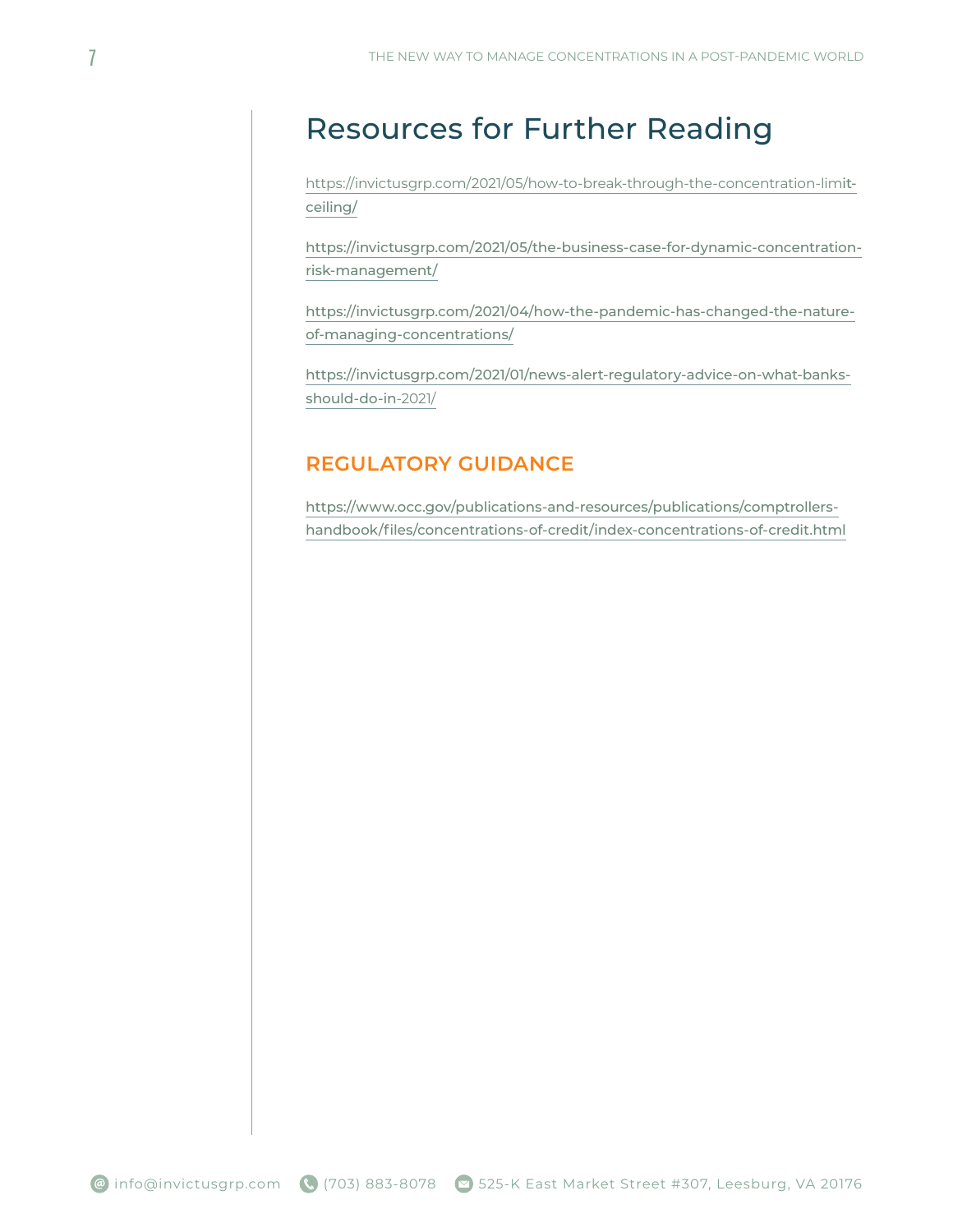# Resources for Further Reading

https://invictusgrp.com/2021/05/how-to-break-through-the-concentration-limit-ceiling/

https://invictusgrp.com/2021/05/the-business-case-for-dynamic-concentration-risk-management/

https://invictusgrp.com/2021/04/how-the-pandemic-has-changed-the-nature-of-managing-concentrations/

https://invictusgrp.com/2021/01/news-alert-regulatory-advice-on-what-banks-should-do-in-2021/

## REGULATORY GUIDANCE

https://www.occ.gov/publications-and-resources/publications/comptrollers-handbook/files/concentrations-of-credit/index-concentrations-of-credit.html

info@invictusgrp.com (703) 883-8078 525-K East Market Street #307, Leesburg, VA 20176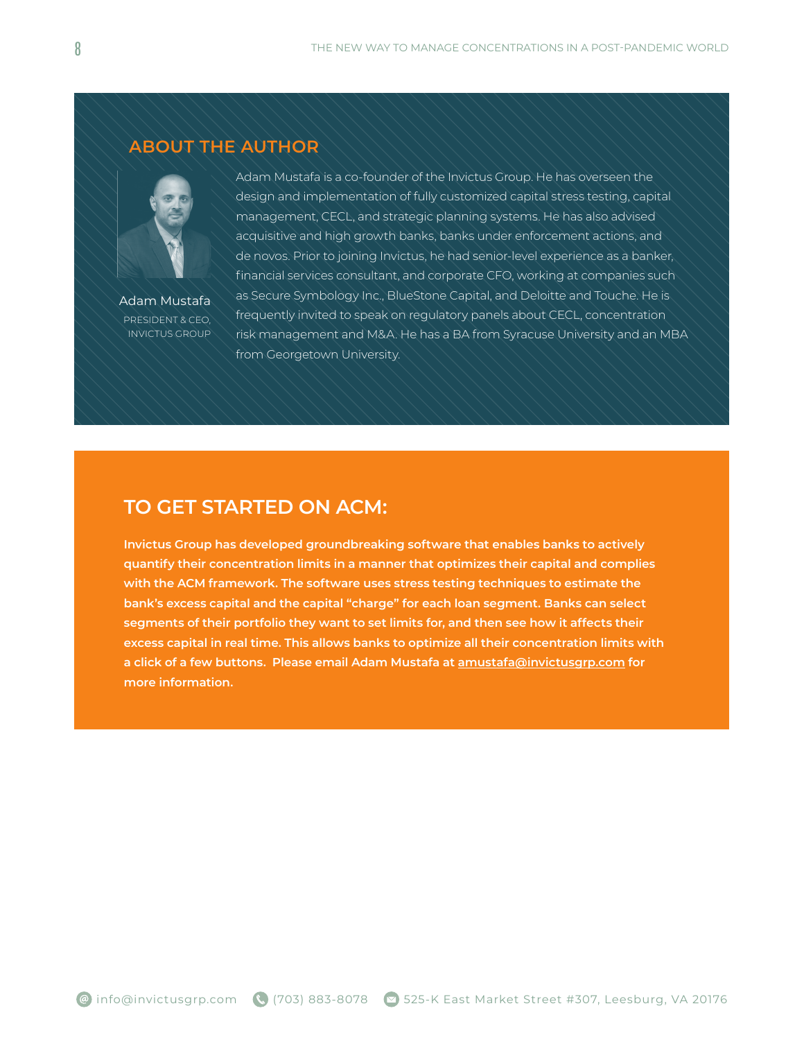## ABOUT THE AUTHOR

Adam Mustafa

PRESIDENT & CEO, INVICTUS GROUP

Adam Mustafa is a co-founder of the Invictus Group. He has overseen the design and implementation of fully customized capital stress testing, capital management, CECL, and strategic planning systems. He has also advised acquisitive and high growth banks, banks under enforcement actions, and de novos. Prior to joining Invictus, he had senior-level experience as a banker, financial services consultant, and corporate CFO, working at companies such as Secure Symbology Inc., BlueStone Capital, and Deloitte and Touche. He is frequently invited to speak on regulatory panels about CECL, concentration risk management and M&A. He has a BA from Syracuse University and an MBA from Georgetown University.

## TO GET STARTED ON ACM:

**Invictus Group has developed groundbreaking software that enables banks to actively quantify their concentration limits in a manner that optimizes their capital and complies with the ACM framework. The software uses stress testing techniques to estimate the bank's excess capital and the capital "charge" for each loan segment. Banks can select segments of their portfolio they want to set limits for, and then see how it affects their excess capital in real time. This allows banks to optimize all their concentration limits with a click of a few buttons. Please email Adam Mustafa at amustafa@invictusgrp.com for more information.**

info@invictusgrp.com (703) 883-8078 525-K East Market Street #307, Leesburg, VA 20176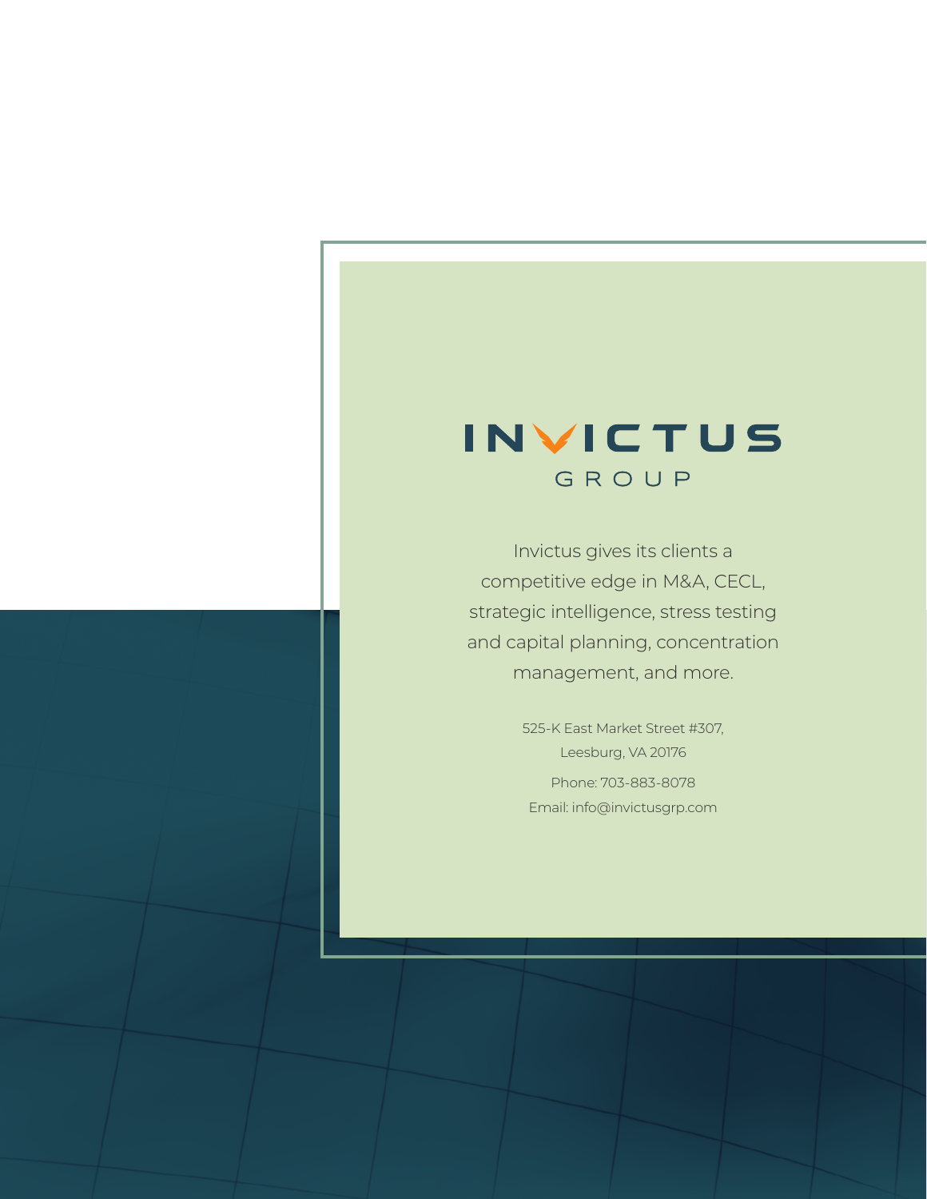# INVICTUS GROUP

Invictus gives its clients a competitive edge in M&A, CECL, strategic intelligence, stress testing and capital planning, concentration management, and more.

525-K East Market Street #307,
Leesburg, VA 20176

Phone: 703-883-8078
Email: info@invictusgrp.com